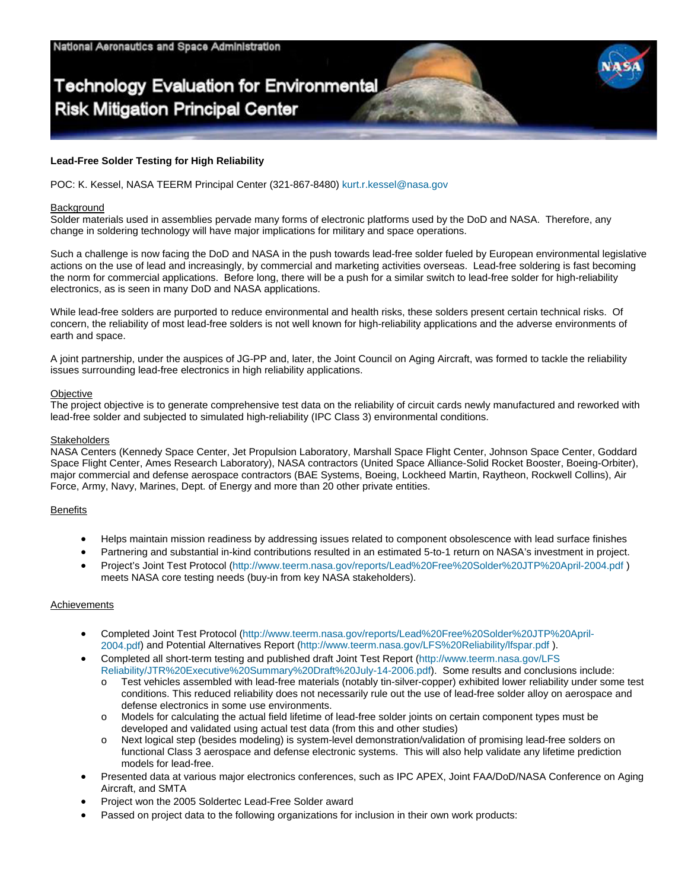National Aeronautics and Space Administration

# Technology Evaluation for Environmental Risk Mitigation Principal Center

**Lead-Free Solder Testing for High Reliability**

POC: K. Kessel, NASA TEERM Principal Center (321-867-8480) kurt.r.kessel@nasa.gov

## Background

Solder materials used in assemblies pervade many forms of electronic platforms used by the DoD and NASA. Therefore, any change in soldering technology will have major implications for military and space operations.

Such a challenge is now facing the DoD and NASA in the push towards lead-free solder fueled by European environmental legislative actions on the use of lead and increasingly, by commercial and marketing activities overseas. Lead-free soldering is fast becoming the norm for commercial applications. Before long, there will be a push for a similar switch to lead-free solder for high-reliability electronics, as is seen in many DoD and NASA applications.

While lead-free solders are purported to reduce environmental and health risks, these solders present certain technical risks. Of concern, the reliability of most lead-free solders is not well known for high-reliability applications and the adverse environments of earth and space.

A joint partnership, under the auspices of JG-PP and, later, the Joint Council on Aging Aircraft, was formed to tackle the reliability issues surrounding lead-free electronics in high reliability applications.

## Objective

The project objective is to generate comprehensive test data on the reliability of circuit cards newly manufactured and reworked with lead-free solder and subjected to simulated high-reliability (IPC Class 3) environmental conditions.

## Stakeholders

NASA Centers (Kennedy Space Center, Jet Propulsion Laboratory, Marshall Space Flight Center, Johnson Space Center, Goddard Space Flight Center, Ames Research Laboratory), NASA contractors (United Space Alliance-Solid Rocket Booster, Boeing-Orbiter), major commercial and defense aerospace contractors (BAE Systems, Boeing, Lockheed Martin, Raytheon, Rockwell Collins), Air Force, Army, Navy, Marines, Dept. of Energy and more than 20 other private entities.

## Benefits

- Helps maintain mission readiness by addressing issues related to component obsolescence with lead surface finishes
- Partnering and substantial in-kind contributions resulted in an estimated 5-to-1 return on NASA's investment in project.
- Project's Joint Test Protocol (http://www.teerm.nasa.gov/reports/Lead%20Free%20Solder%20JTP%20April-2004.pdf ) meets NASA core testing needs (buy-in from key NASA stakeholders).

## Achievements

- Completed Joint Test Protocol (http://www.teerm.nasa.gov/reports/Lead%20Free%20Solder%20JTP%20April-2004.pdf) and Potential Alternatives Report (http://www.teerm.nasa.gov/LFS%20Reliability/lfspar.pdf ).
- Completed all short-term testing and published draft Joint Test Report (http://www.teerm.nasa.gov/LFS Reliability/JTR%20Executive%20Summary%20Draft%20July-14-2006.pdf). Some results and conclusions include:
  - Test vehicles assembled with lead-free materials (notably tin-silver-copper) exhibited lower reliability under some test conditions. This reduced reliability does not necessarily rule out the use of lead-free solder alloy on aerospace and defense electronics in some use environments.
  - Models for calculating the actual field lifetime of lead-free solder joints on certain component types must be developed and validated using actual test data (from this and other studies)
  - Next logical step (besides modeling) is system-level demonstration/validation of promising lead-free solders on functional Class 3 aerospace and defense electronic systems. This will also help validate any lifetime prediction models for lead-free.
- Presented data at various major electronics conferences, such as IPC APEX, Joint FAA/DoD/NASA Conference on Aging Aircraft, and SMTA
- Project won the 2005 Soldertec Lead-Free Solder award
- Passed on project data to the following organizations for inclusion in their own work products: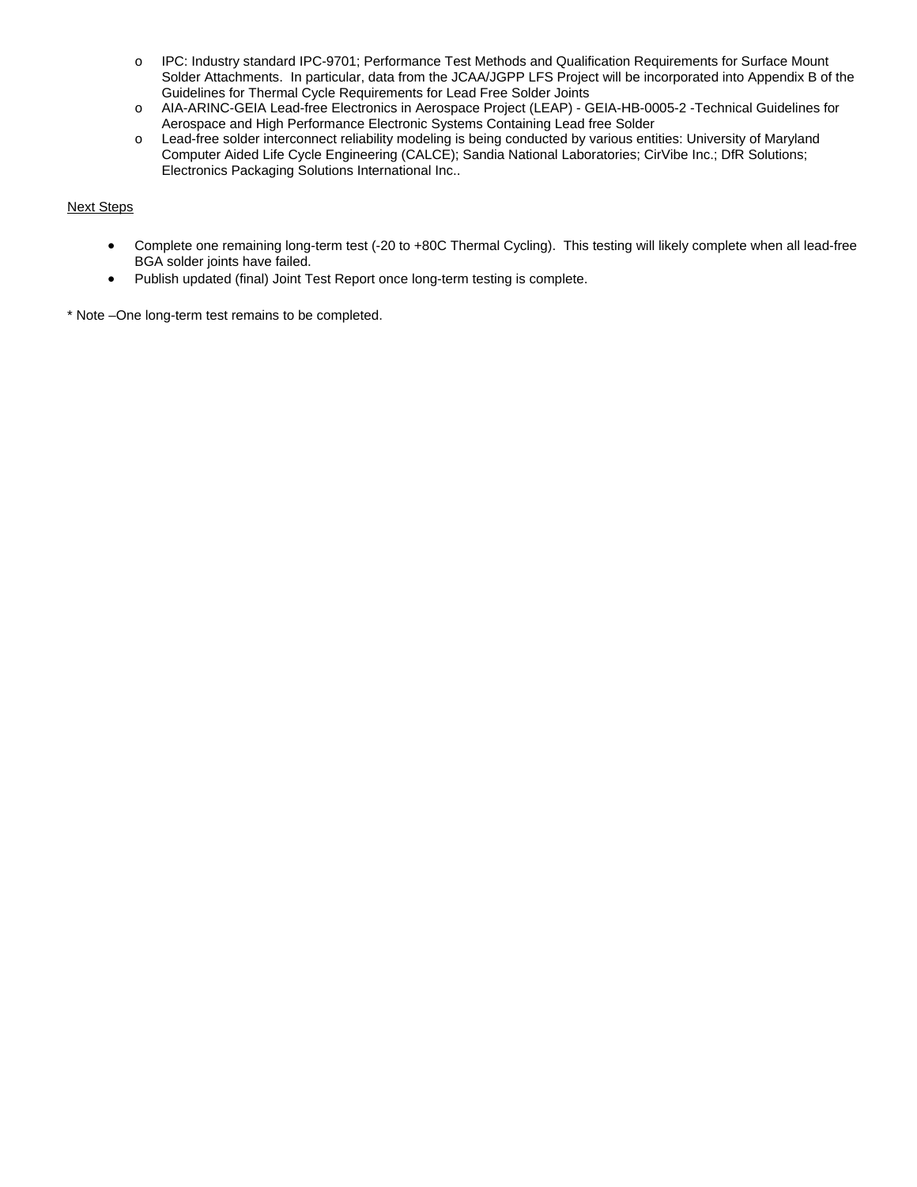- IPC: Industry standard IPC-9701; Performance Test Methods and Qualification Requirements for Surface Mount Solder Attachments. In particular, data from the JCAA/JGPP LFS Project will be incorporated into Appendix B of the Guidelines for Thermal Cycle Requirements for Lead Free Solder Joints
- AIA-ARINC-GEIA Lead-free Electronics in Aerospace Project (LEAP) - GEIA-HB-0005-2 -Technical Guidelines for Aerospace and High Performance Electronic Systems Containing Lead free Solder
- Lead-free solder interconnect reliability modeling is being conducted by various entities: University of Maryland Computer Aided Life Cycle Engineering (CALCE); Sandia National Laboratories; CirVibe Inc.; DfR Solutions; Electronics Packaging Solutions International Inc..

<u>Next Steps</u>

- Complete one remaining long-term test (-20 to +80C Thermal Cycling). This testing will likely complete when all lead-free BGA solder joints have failed.
- Publish updated (final) Joint Test Report once long-term testing is complete.

* Note –One long-term test remains to be completed.